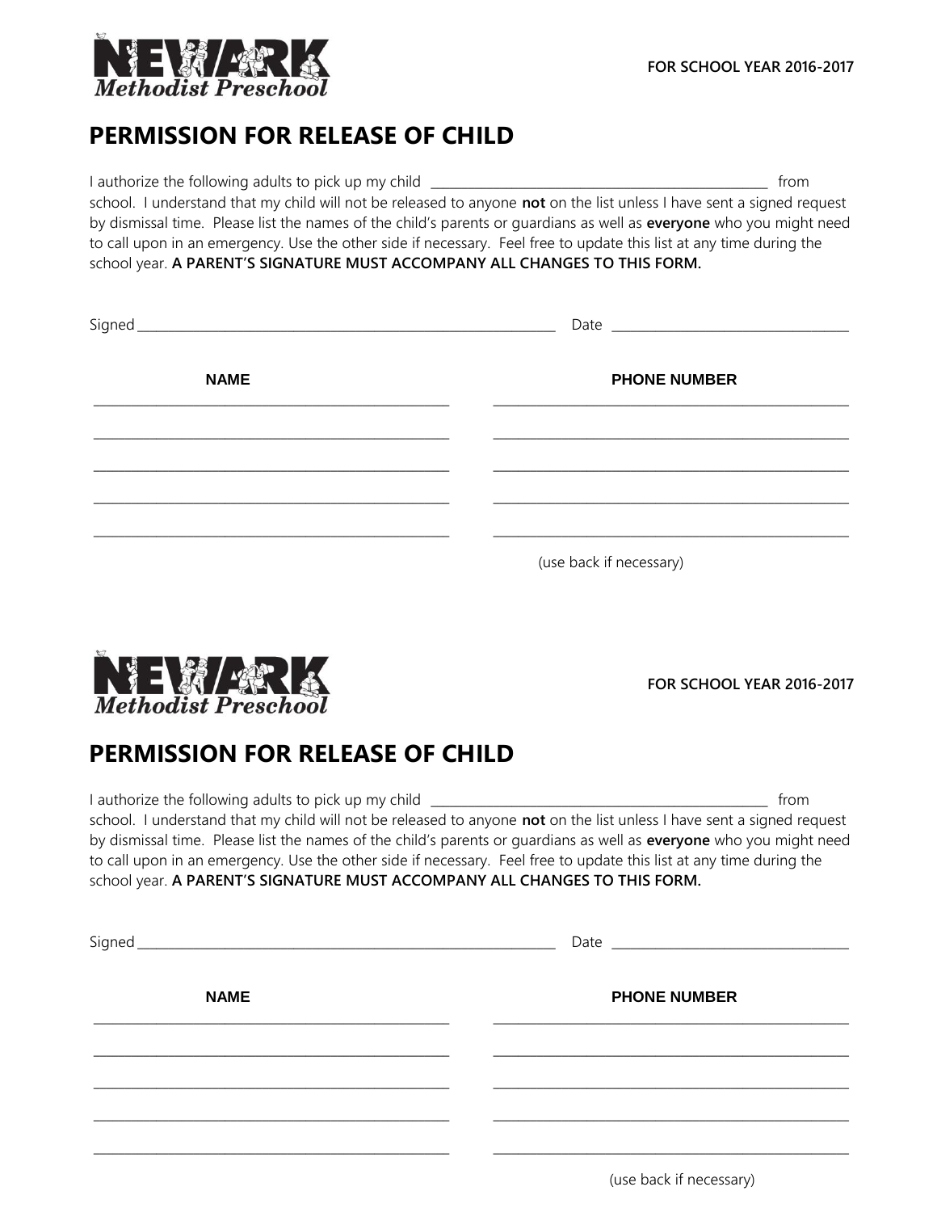Newark Methodist Preschool

**FOR SCHOOL YEAR 2016-2017**

# PERMISSION FOR RELEASE OF CHILD

I authorize the following adults to pick up my child ______________________________________________ from school. I understand that my child will not be released to anyone **not** on the list unless I have sent a signed request by dismissal time. Please list the names of the child's parents or guardians as well as **everyone** who you might need to call upon in an emergency. Use the other side if necessary. Feel free to update this list at any time during the school year. **A PARENT'S SIGNATURE MUST ACCOMPANY ALL CHANGES TO THIS FORM.**

Signed ____________________________________________ Date ______________________________

| NAME | PHONE NUMBER |
|---|---|
| | |
| | |
| | |
| | |
| | |

(use back if necessary)

Newark Methodist Preschool

**FOR SCHOOL YEAR 2016-2017**

# PERMISSION FOR RELEASE OF CHILD

I authorize the following adults to pick up my child ______________________________________________ from school. I understand that my child will not be released to anyone **not** on the list unless I have sent a signed request by dismissal time. Please list the names of the child's parents or guardians as well as **everyone** who you might need to call upon in an emergency. Use the other side if necessary. Feel free to update this list at any time during the school year. **A PARENT'S SIGNATURE MUST ACCOMPANY ALL CHANGES TO THIS FORM.**

Signed ____________________________________________ Date ______________________________

| NAME | PHONE NUMBER |
|---|---|
| | |
| | |
| | |
| | |
| | |

(use back if necessary)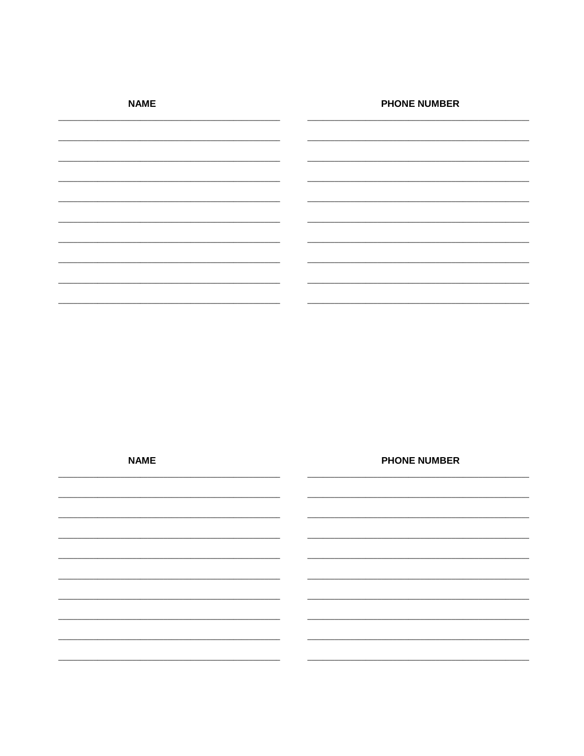| NAME | PHONE NUMBER |
| --- | --- |
| | |
| | |
| | |
| | |
| | |
| | |
| | |
| | |
| | |
| | |

| NAME | PHONE NUMBER |
| --- | --- |
| | |
| | |
| | |
| | |
| | |
| | |
| | |
| | |
| | |
| | |